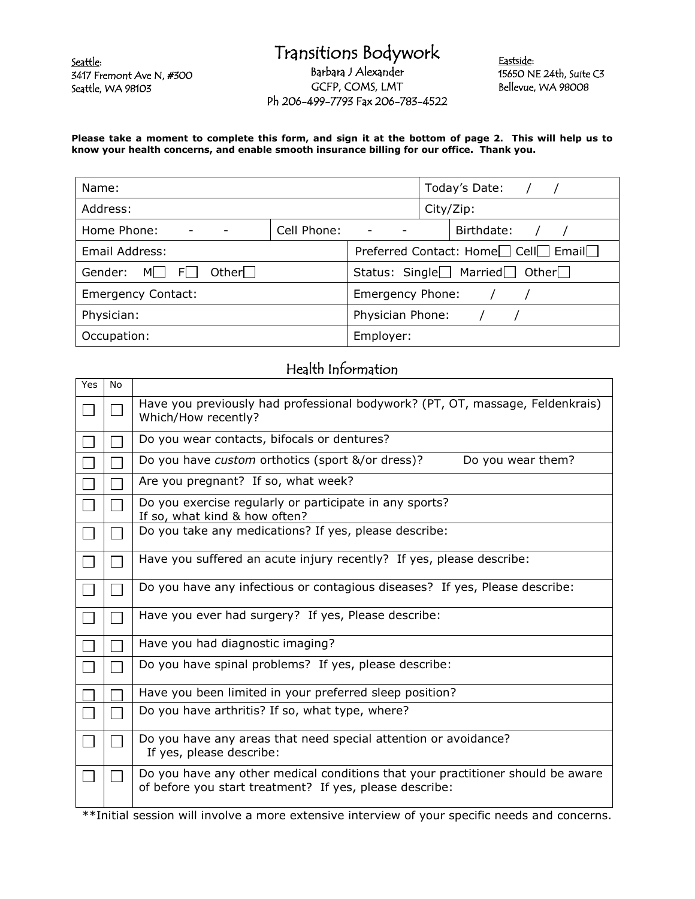Seattle:
3417 Fremont Ave N, #300
Seattle, WA 98103

# Transitions Bodywork

Barbara J Alexander
GCFP, COMS, LMT
Ph 206-499-7793 Fax 206-783-4522

Eastside:
15650 NE 24th, Suite C3
Bellevue, WA 98008

**Please take a moment to complete this form, and sign it at the bottom of page 2. This will help us to know your health concerns, and enable smooth insurance billing for our office. Thank you.**

| | | |
|---|---|---|
| Name: | | Today's Date: / / |
| Address: | | City/Zip: |
| Home Phone: - - | Cell Phone: - - | Birthdate: / / |
| Email Address: | Preferred Contact: Home☐ Cell☐ Email☐ | |
| Gender: M☐ F☐ Other☐ | Status: Single☐ Married☐ Other☐ | |
| Emergency Contact: | Emergency Phone: / / | |
| Physician: | Physician Phone: / / | |
| Occupation: | Employer: | |

## Health Information

| Yes | No | |
|---|---|---|
| ☐ | ☐ | Have you previously had professional bodywork? (PT, OT, massage, Feldenkrais) Which/How recently? |
| ☐ | ☐ | Do you wear contacts, bifocals or dentures? |
| ☐ | ☐ | Do you have *custom* orthotics (sport &/or dress)? Do you wear them? |
| ☐ | ☐ | Are you pregnant? If so, what week? |
| ☐ | ☐ | Do you exercise regularly or participate in any sports? If so, what kind & how often? |
| ☐ | ☐ | Do you take any medications? If yes, please describe: |
| ☐ | ☐ | Have you suffered an acute injury recently? If yes, please describe: |
| ☐ | ☐ | Do you have any infectious or contagious diseases? If yes, Please describe: |
| ☐ | ☐ | Have you ever had surgery? If yes, Please describe: |
| ☐ | ☐ | Have you had diagnostic imaging? |
| ☐ | ☐ | Do you have spinal problems? If yes, please describe: |
| ☐ | ☐ | Have you been limited in your preferred sleep position? |
| ☐ | ☐ | Do you have arthritis? If so, what type, where? |
| ☐ | ☐ | Do you have any areas that need special attention or avoidance? If yes, please describe: |
| ☐ | ☐ | Do you have any other medical conditions that your practitioner should be aware of before you start treatment? If yes, please describe: |

**Initial session will involve a more extensive interview of your specific needs and concerns.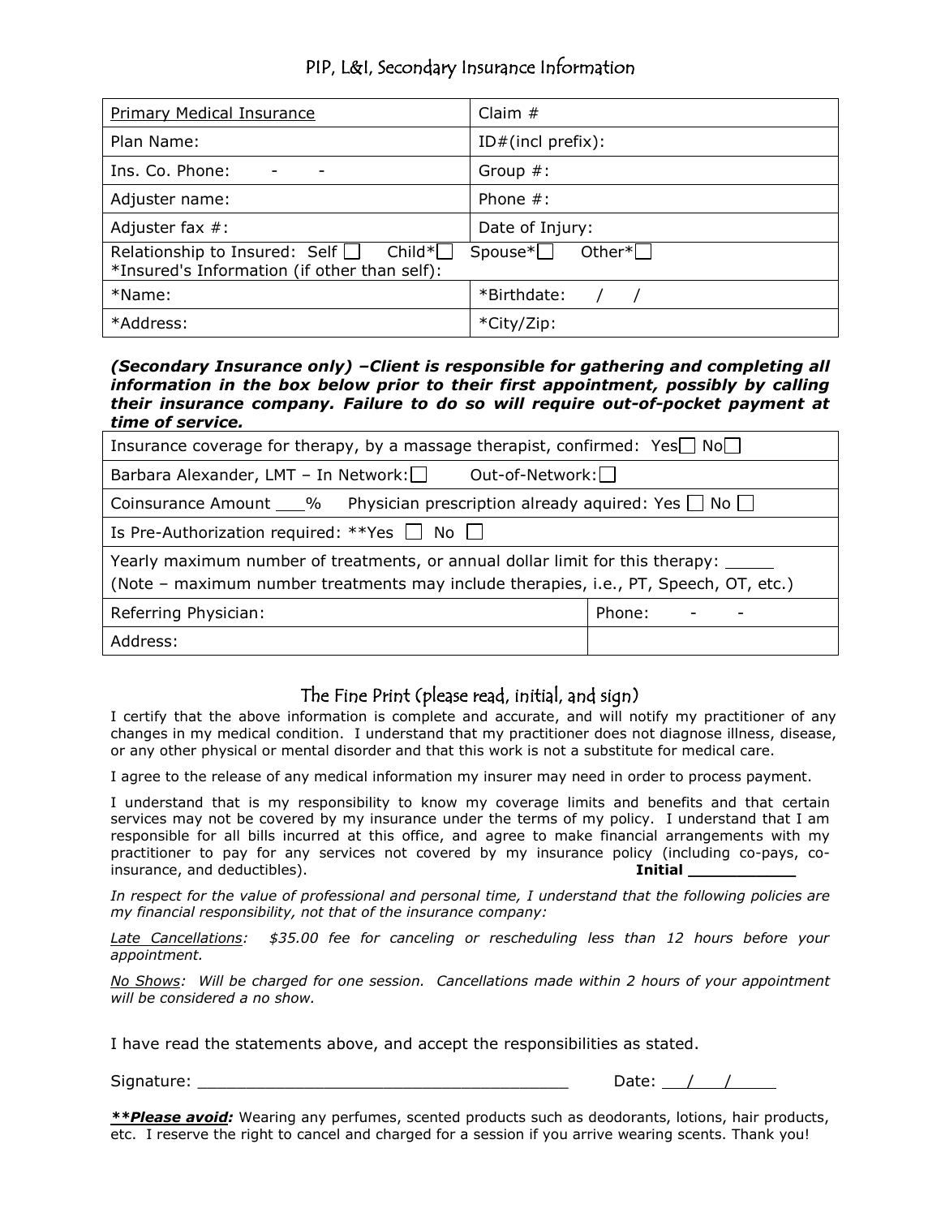# PIP, L&I, Secondary Insurance Information

| | |
|---|---|
| Primary Medical Insurance | Claim # |
| Plan Name: | ID#(incl prefix): |
| Ins. Co. Phone: - - | Group #: |
| Adjuster name: | Phone #: |
| Adjuster fax #: | Date of Injury: |
| Relationship to Insured: Self ☐ Child*☐ Spouse*☐ Other*☐ *Insured's Information (if other than self): | |
| *Name: | *Birthdate: / / |
| *Address: | *City/Zip: |

***(Secondary Insurance only) –Client is responsible for gathering and completing all information in the box below prior to their first appointment, possibly by calling their insurance company. Failure to do so will require out-of-pocket payment at time of service.***

| | |
|---|---|
| Insurance coverage for therapy, by a massage therapist, confirmed: Yes☐ No☐ | |
| Barbara Alexander, LMT – In Network:☐ Out-of-Network:☐ | |
| Coinsurance Amount ___% Physician prescription already aquired: Yes ☐ No ☐ | |
| Is Pre-Authorization required: **Yes ☐ No ☐ | |
| Yearly maximum number of treatments, or annual dollar limit for this therapy: _____ (Note – maximum number treatments may include therapies, i.e., PT, Speech, OT, etc.) | |
| Referring Physician: | Phone: - - |
| Address: | |

## The Fine Print (please read, initial, and sign)

I certify that the above information is complete and accurate, and will notify my practitioner of any changes in my medical condition. I understand that my practitioner does not diagnose illness, disease, or any other physical or mental disorder and that this work is not a substitute for medical care.

I agree to the release of any medical information my insurer may need in order to process payment.

I understand that is my responsibility to know my coverage limits and benefits and that certain services may not be covered by my insurance under the terms of my policy. I understand that I am responsible for all bills incurred at this office, and agree to make financial arrangements with my practitioner to pay for any services not covered by my insurance policy (including co-pays, co-insurance, and deductibles). **Initial ___________**

*In respect for the value of professional and personal time, I understand that the following policies are my financial responsibility, not that of the insurance company:*

*Late Cancellations: $35.00 fee for canceling or rescheduling less than 12 hours before your appointment.*

*No Shows: Will be charged for one session. Cancellations made within 2 hours of your appointment will be considered a no show.*

I have read the statements above, and accept the responsibilities as stated.

Signature: ______________________________________ Date: ___/___/_____

***\*\*Please avoid:*** Wearing any perfumes, scented products such as deodorants, lotions, hair products, etc. I reserve the right to cancel and charged for a session if you arrive wearing scents. Thank you!